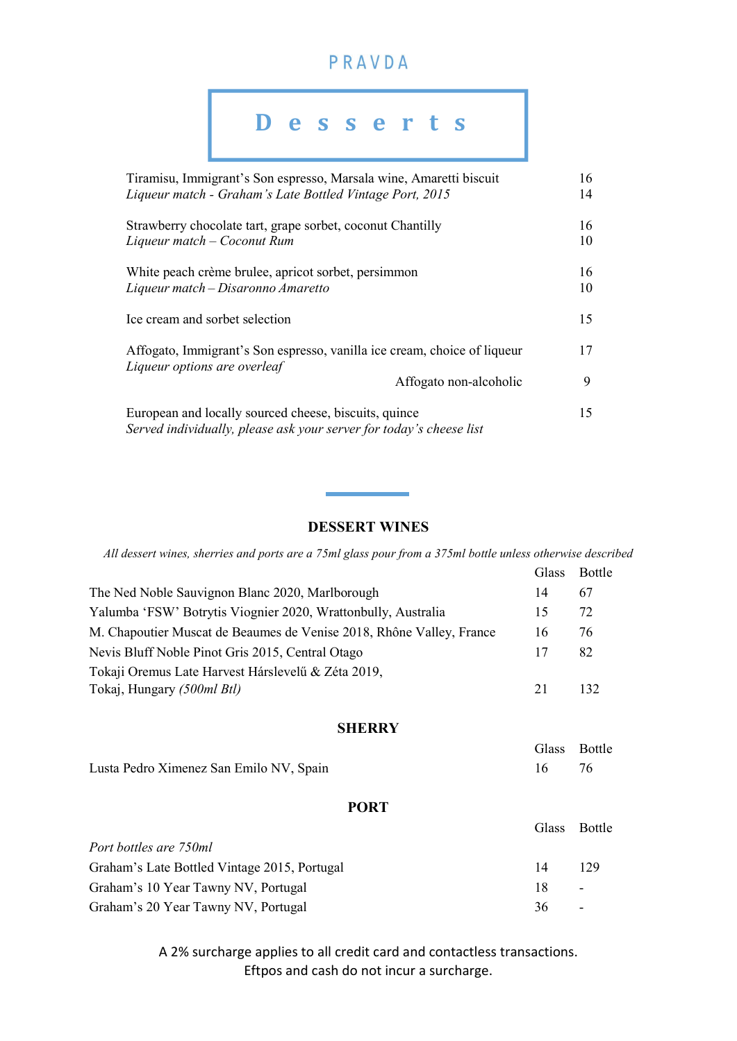PRAVDA

# Desserts

| | |
|---|---|
| Tiramisu, Immigrant's Son espresso, Marsala wine, Amaretti biscuit | 16 |
| *Liqueur match - Graham's Late Bottled Vintage Port, 2015* | 14 |
| Strawberry chocolate tart, grape sorbet, coconut Chantilly | 16 |
| *Liqueur match – Coconut Rum* | 10 |
| White peach crème brulee, apricot sorbet, persimmon | 16 |
| *Liqueur match – Disaronno Amaretto* | 10 |
| Ice cream and sorbet selection | 15 |
| Affogato, Immigrant's Son espresso, vanilla ice cream, choice of liqueur | 17 |
| *Liqueur options are overleaf* | |
| Affogato non-alcoholic | 9 |
| European and locally sourced cheese, biscuits, quince | 15 |
| *Served individually, please ask your server for today's cheese list* | |

## DESSERT WINES

*All dessert wines, sherries and ports are a 75ml glass pour from a 375ml bottle unless otherwise described*

| | Glass | Bottle |
|---|---|---|
| The Ned Noble Sauvignon Blanc 2020, Marlborough | 14 | 67 |
| Yalumba 'FSW' Botrytis Viognier 2020, Wrattonbully, Australia | 15 | 72 |
| M. Chapoutier Muscat de Beaumes de Venise 2018, Rhône Valley, France | 16 | 76 |
| Nevis Bluff Noble Pinot Gris 2015, Central Otago | 17 | 82 |
| Tokaji Oremus Late Harvest Hárslevelű & Zéta 2019, Tokaj, Hungary *(500ml Btl)* | 21 | 132 |

## SHERRY

| | Glass | Bottle |
|---|---|---|
| Lusta Pedro Ximenez San Emilo NV, Spain | 16 | 76 |

## PORT

*Port bottles are 750ml*

| | Glass | Bottle |
|---|---|---|
| Graham's Late Bottled Vintage 2015, Portugal | 14 | 129 |
| Graham's 10 Year Tawny NV, Portugal | 18 | - |
| Graham's 20 Year Tawny NV, Portugal | 36 | - |

A 2% surcharge applies to all credit card and contactless transactions.
Eftpos and cash do not incur a surcharge.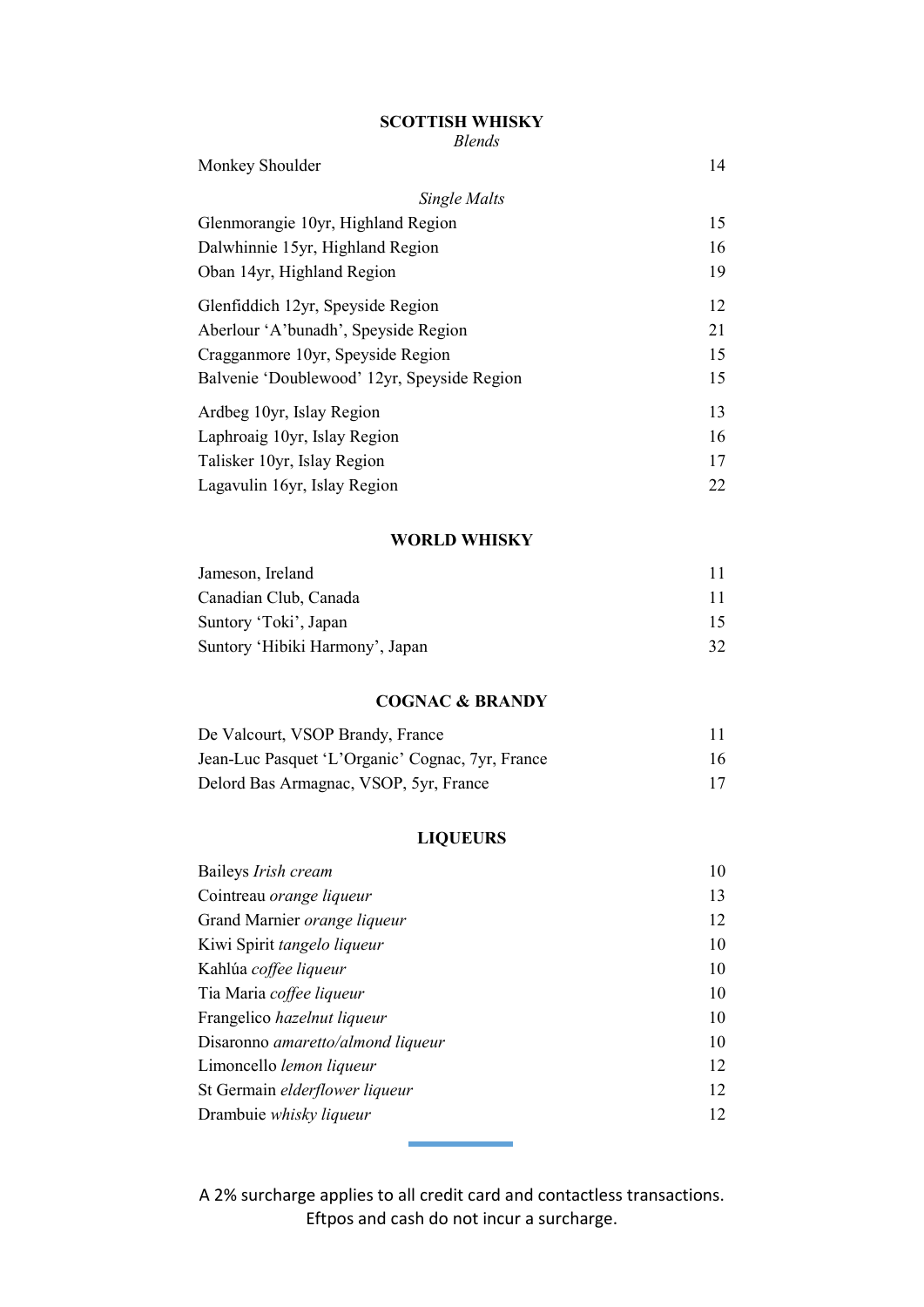## SCOTTISH WHISKY

*Blends*

| | |
|---|---|
| Monkey Shoulder | 14 |

*Single Malts*

| | |
|---|---|
| Glenmorangie 10yr, Highland Region | 15 |
| Dalwhinnie 15yr, Highland Region | 16 |
| Oban 14yr, Highland Region | 19 |
| Glenfiddich 12yr, Speyside Region | 12 |
| Aberlour 'A'bunadh', Speyside Region | 21 |
| Cragganmore 10yr, Speyside Region | 15 |
| Balvenie 'Doublewood' 12yr, Speyside Region | 15 |
| Ardbeg 10yr, Islay Region | 13 |
| Laphroaig 10yr, Islay Region | 16 |
| Talisker 10yr, Islay Region | 17 |
| Lagavulin 16yr, Islay Region | 22 |

## WORLD WHISKY

| | |
|---|---|
| Jameson, Ireland | 11 |
| Canadian Club, Canada | 11 |
| Suntory 'Toki', Japan | 15 |
| Suntory 'Hibiki Harmony', Japan | 32 |

## COGNAC & BRANDY

| | |
|---|---|
| De Valcourt, VSOP Brandy, France | 11 |
| Jean-Luc Pasquet 'L'Organic' Cognac, 7yr, France | 16 |
| Delord Bas Armagnac, VSOP, 5yr, France | 17 |

## LIQUEURS

| | |
|---|---|
| Baileys *Irish cream* | 10 |
| Cointreau *orange liqueur* | 13 |
| Grand Marnier *orange liqueur* | 12 |
| Kiwi Spirit *tangelo liqueur* | 10 |
| Kahlúa *coffee liqueur* | 10 |
| Tia Maria *coffee liqueur* | 10 |
| Frangelico *hazelnut liqueur* | 10 |
| Disaronno *amaretto/almond liqueur* | 10 |
| Limoncello *lemon liqueur* | 12 |
| St Germain *elderflower liqueur* | 12 |
| Drambuie *whisky liqueur* | 12 |

A 2% surcharge applies to all credit card and contactless transactions.
Eftpos and cash do not incur a surcharge.